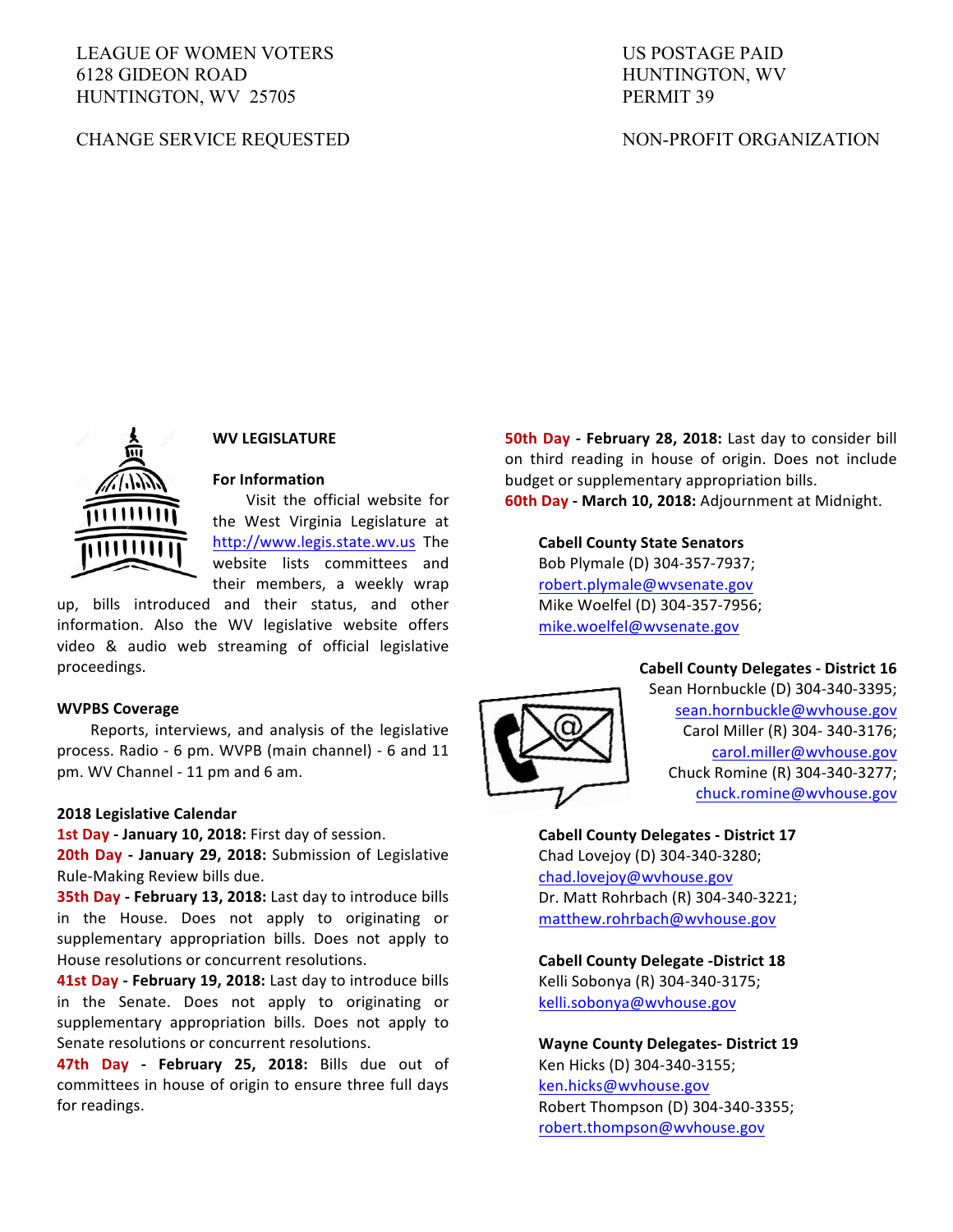LEAGUE OF WOMEN VOTERS
6128 GIDEON ROAD
HUNTINGTON, WV 25705

CHANGE SERVICE REQUESTED

US POSTAGE PAID
HUNTINGTON, WV
PERMIT 39

NON-PROFIT ORGANIZATION

## WV LEGISLATURE

### For Information

Visit the official website for the West Virginia Legislature at http://www.legis.state.wv.us The website lists committees and their members, a weekly wrap up, bills introduced and their status, and other information. Also the WV legislative website offers video & audio web streaming of official legislative proceedings.

### WVPBS Coverage

Reports, interviews, and analysis of the legislative process. Radio - 6 pm. WVPB (main channel) - 6 and 11 pm. WV Channel - 11 pm and 6 am.

### 2018 Legislative Calendar

**1st Day - January 10, 2018:** First day of session.
**20th Day - January 29, 2018:** Submission of Legislative Rule-Making Review bills due.
**35th Day - February 13, 2018:** Last day to introduce bills in the House. Does not apply to originating or supplementary appropriation bills. Does not apply to House resolutions or concurrent resolutions.
**41st Day - February 19, 2018:** Last day to introduce bills in the Senate. Does not apply to originating or supplementary appropriation bills. Does not apply to Senate resolutions or concurrent resolutions.
**47th Day - February 25, 2018:** Bills due out of committees in house of origin to ensure three full days for readings.
**50th Day - February 28, 2018:** Last day to consider bill on third reading in house of origin. Does not include budget or supplementary appropriation bills.
**60th Day - March 10, 2018:** Adjournment at Midnight.

**Cabell County State Senators**
Bob Plymale (D) 304-357-7937;
robert.plymale@wvsenate.gov
Mike Woelfel (D) 304-357-7956;
mike.woelfel@wvsenate.gov

**Cabell County Delegates - District 16**
Sean Hornbuckle (D) 304-340-3395;
sean.hornbuckle@wvhouse.gov
Carol Miller (R) 304- 340-3176;
carol.miller@wvhouse.gov
Chuck Romine (R) 304-340-3277;
chuck.romine@wvhouse.gov

**Cabell County Delegates - District 17**
Chad Lovejoy (D) 304-340-3280;
chad.lovejoy@wvhouse.gov
Dr. Matt Rohrbach (R) 304-340-3221;
matthew.rohrbach@wvhouse.gov

**Cabell County Delegate -District 18**
Kelli Sobonya (R) 304-340-3175;
kelli.sobonya@wvhouse.gov

**Wayne County Delegates- District 19**
Ken Hicks (D) 304-340-3155;
ken.hicks@wvhouse.gov
Robert Thompson (D) 304-340-3355;
robert.thompson@wvhouse.gov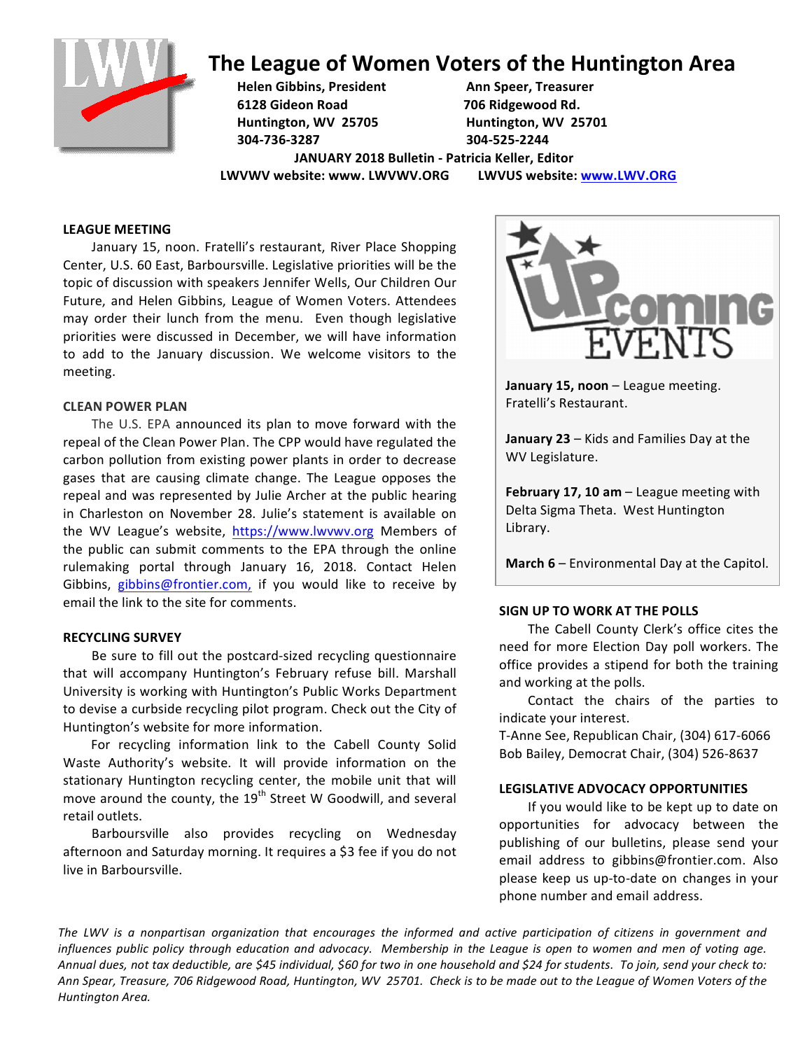# The League of Women Voters of the Huntington Area

**Helen Gibbins, President**
**6128 Gideon Road**
**Huntington, WV 25705**
**304-736-3287**

**Ann Speer, Treasurer**
**706 Ridgewood Rd.**
**Huntington, WV 25701**
**304-525-2244**

**JANUARY 2018 Bulletin - Patricia Keller, Editor**

**LWVWV website: www. LWVWV.ORG LWVUS website: www.LWV.ORG**

**LEAGUE MEETING**

January 15, noon. Fratelli's restaurant, River Place Shopping Center, U.S. 60 East, Barboursville. Legislative priorities will be the topic of discussion with speakers Jennifer Wells, Our Children Our Future, and Helen Gibbins, League of Women Voters. Attendees may order their lunch from the menu. Even though legislative priorities were discussed in December, we will have information to add to the January discussion. We welcome visitors to the meeting.

**CLEAN POWER PLAN**

The U.S. EPA announced its plan to move forward with the repeal of the Clean Power Plan. The CPP would have regulated the carbon pollution from existing power plants in order to decrease gases that are causing climate change. The League opposes the repeal and was represented by Julie Archer at the public hearing in Charleston on November 28. Julie's statement is available on the WV League's website, https://www.lwvwv.org Members of the public can submit comments to the EPA through the online rulemaking portal through January 16, 2018. Contact Helen Gibbins, gibbins@frontier.com, if you would like to receive by email the link to the site for comments.

**RECYCLING SURVEY**

Be sure to fill out the postcard-sized recycling questionnaire that will accompany Huntington's February refuse bill. Marshall University is working with Huntington's Public Works Department to devise a curbside recycling pilot program. Check out the City of Huntington's website for more information.

For recycling information link to the Cabell County Solid Waste Authority's website. It will provide information on the stationary Huntington recycling center, the mobile unit that will move around the county, the 19th Street W Goodwill, and several retail outlets.

Barboursville also provides recycling on Wednesday afternoon and Saturday morning. It requires a $3 fee if you do not live in Barboursville.

**UPcoming EVENTS**

**January 15, noon** – League meeting. Fratelli's Restaurant.

**January 23** – Kids and Families Day at the WV Legislature.

**February 17, 10 am** – League meeting with Delta Sigma Theta. West Huntington Library.

**March 6** – Environmental Day at the Capitol.

**SIGN UP TO WORK AT THE POLLS**

The Cabell County Clerk's office cites the need for more Election Day poll workers. The office provides a stipend for both the training and working at the polls.

Contact the chairs of the parties to indicate your interest.

T-Anne See, Republican Chair, (304) 617-6066
Bob Bailey, Democrat Chair, (304) 526-8637

**LEGISLATIVE ADVOCACY OPPORTUNITIES**

If you would like to be kept up to date on opportunities for advocacy between the publishing of our bulletins, please send your email address to gibbins@frontier.com. Also please keep us up-to-date on changes in your phone number and email address.

*The LWV is a nonpartisan organization that encourages the informed and active participation of citizens in government and influences public policy through education and advocacy. Membership in the League is open to women and men of voting age. Annual dues, not tax deductible, are $45 individual, $60 for two in one household and $24 for students. To join, send your check to: Ann Spear, Treasure, 706 Ridgewood Road, Huntington, WV 25701. Check is to be made out to the League of Women Voters of the Huntington Area.*